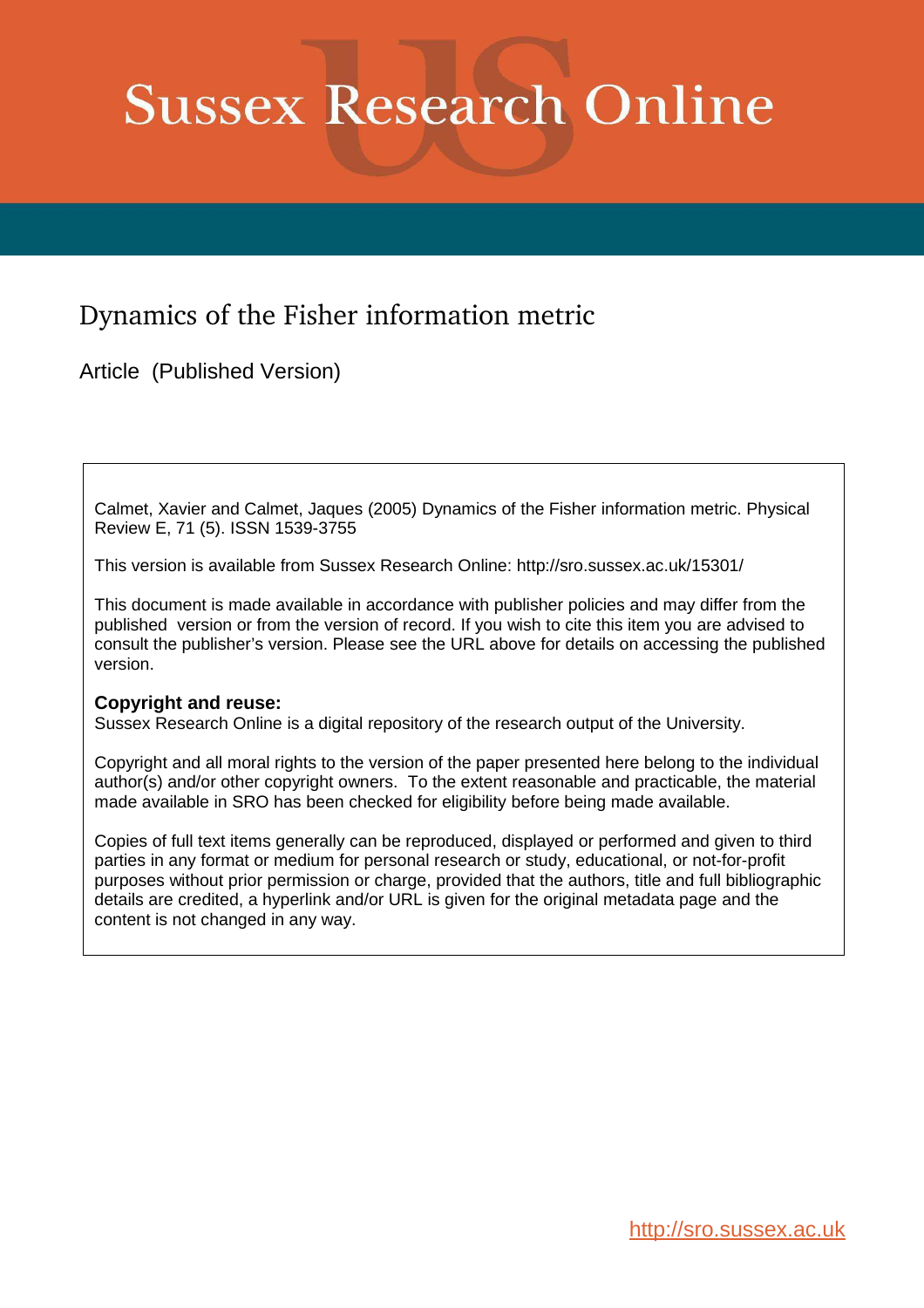# Sussex Research Online

## Dynamics of the Fisher information metric

Article (Published Version)

Calmet, Xavier and Calmet, Jaques (2005) Dynamics of the Fisher information metric. Physical Review E, 71 (5). ISSN 1539-3755

This version is available from Sussex Research Online: http://sro.sussex.ac.uk/15301/

This document is made available in accordance with publisher policies and may differ from the published version or from the version of record. If you wish to cite this item you are advised to consult the publisher's version. Please see the URL above for details on accessing the published version.

**Copyright and reuse:**
Sussex Research Online is a digital repository of the research output of the University.

Copyright and all moral rights to the version of the paper presented here belong to the individual author(s) and/or other copyright owners. To the extent reasonable and practicable, the material made available in SRO has been checked for eligibility before being made available.

Copies of full text items generally can be reproduced, displayed or performed and given to third parties in any format or medium for personal research or study, educational, or not-for-profit purposes without prior permission or charge, provided that the authors, title and full bibliographic details are credited, a hyperlink and/or URL is given for the original metadata page and the content is not changed in any way.

http://sro.sussex.ac.uk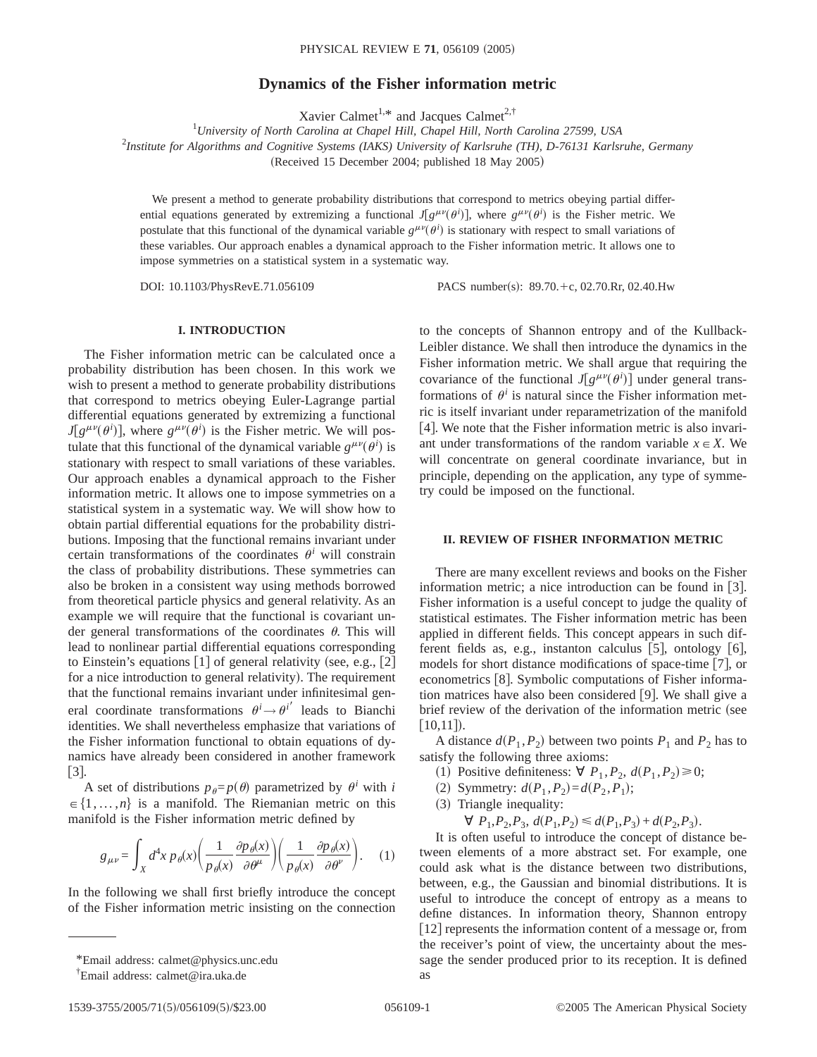# Dynamics of the Fisher information metric

Xavier Calmet[1,*] and Jacques Calmet[2,†]

[1]*University of North Carolina at Chapel Hill, Chapel Hill, North Carolina 27599, USA*

[2]*Institute for Algorithms and Cognitive Systems (IAKS) University of Karlsruhe (TH), D-76131 Karlsruhe, Germany*

(Received 15 December 2004; published 18 May 2005)

We present a method to generate probability distributions that correspond to metrics obeying partial differential equations generated by extremizing a functional $J[g^{\mu\nu}(\theta^i)]$, where $g^{\mu\nu}(\theta^i)$ is the Fisher metric. We postulate that this functional of the dynamical variable $g^{\mu\nu}(\theta^i)$ is stationary with respect to small variations of these variables. Our approach enables a dynamical approach to the Fisher information metric. It allows one to impose symmetries on a statistical system in a systematic way.

DOI: 10.1103/PhysRevE.71.056109 PACS number(s): 89.70.+c, 02.70.Rr, 02.40.Hw

## I. INTRODUCTION

The Fisher information metric can be calculated once a probability distribution has been chosen. In this work we wish to present a method to generate probability distributions that correspond to metrics obeying Euler-Lagrange partial differential equations generated by extremizing a functional $J[g^{\mu\nu}(\theta^i)]$, where $g^{\mu\nu}(\theta^i)$ is the Fisher metric. We will postulate that this functional of the dynamical variable $g^{\mu\nu}(\theta^i)$ is stationary with respect to small variations of these variables. Our approach enables a dynamical approach to the Fisher information metric. It allows one to impose symmetries on a statistical system in a systematic way. We will show how to obtain partial differential equations for the probability distributions. Imposing that the functional remains invariant under certain transformations of the coordinates $\theta^i$ will constrain the class of probability distributions. These symmetries can also be broken in a consistent way using methods borrowed from theoretical particle physics and general relativity. As an example we will require that the functional is covariant under general transformations of the coordinates $\theta$. This will lead to nonlinear partial differential equations corresponding to Einstein's equations [1] of general relativity (see, e.g., [2] for a nice introduction to general relativity). The requirement that the functional remains invariant under infinitesimal general coordinate transformations $\theta^i \to \theta^{i'}$ leads to Bianchi identities. We shall nevertheless emphasize that variations of the Fisher information functional to obtain equations of dynamics have already been considered in another framework [3].

A set of distributions $p_\theta = p(\theta)$ parametrized by $\theta^i$ with $i \in \{1,\ldots,n\}$ is a manifold. The Riemanian metric on this manifold is the Fisher information metric defined by

$$g_{\mu\nu} = \int_X d^4x\, p_\theta(x)\left(\frac{1}{p_\theta(x)}\frac{\partial p_\theta(x)}{\partial \theta^\mu}\right)\left(\frac{1}{p_\theta(x)}\frac{\partial p_\theta(x)}{\partial \theta^\nu}\right). \quad (1)$$

In the following we shall first briefly introduce the concept of the Fisher information metric insisting on the connection to the concepts of Shannon entropy and of the Kullback-Leibler distance. We shall then introduce the dynamics in the Fisher information metric. We shall argue that requiring the covariance of the functional $J[g^{\mu\nu}(\theta^i)]$ under general transformations of $\theta^i$ is natural since the Fisher information metric is itself invariant under reparametrization of the manifold [4]. We note that the Fisher information metric is also invariant under transformations of the random variable $x \in X$. We will concentrate on general coordinate invariance, but in principle, depending on the application, any type of symmetry could be imposed on the functional.

## II. REVIEW OF FISHER INFORMATION METRIC

There are many excellent reviews and books on the Fisher information metric; a nice introduction can be found in [3]. Fisher information is a useful concept to judge the quality of statistical estimates. The Fisher information metric has been applied in different fields. This concept appears in such different fields as, e.g., instanton calculus [5], ontology [6], models for short distance modifications of space-time [7], or econometrics [8]. Symbolic computations of Fisher information matrices have also been considered [9]. We shall give a brief review of the derivation of the information metric (see [10,11]).

A distance $d(P_1,P_2)$ between two points $P_1$ and $P_2$ has to satisfy the following three axioms:

(1) Positive definiteness: $\forall\ P_1,P_2,\ d(P_1,P_2) \geq 0$;

(2) Symmetry: $d(P_1,P_2) = d(P_2,P_1)$;

(3) Triangle inequality:

$\forall\ P_1,P_2,P_3,\ d(P_1,P_2) \leq d(P_1,P_3) + d(P_2,P_3)$.

It is often useful to introduce the concept of distance between elements of a more abstract set. For example, one could ask what is the distance between two distributions, between, e.g., the Gaussian and binomial distributions. It is useful to introduce the concept of entropy as a means to define distances. In information theory, Shannon entropy [12] represents the information content of a message or, from the receiver's point of view, the uncertainty about the message the sender produced prior to its reception. It is defined as

---

*Email address: calmet@physics.unc.edu

†Email address: calmet@ira.uka.de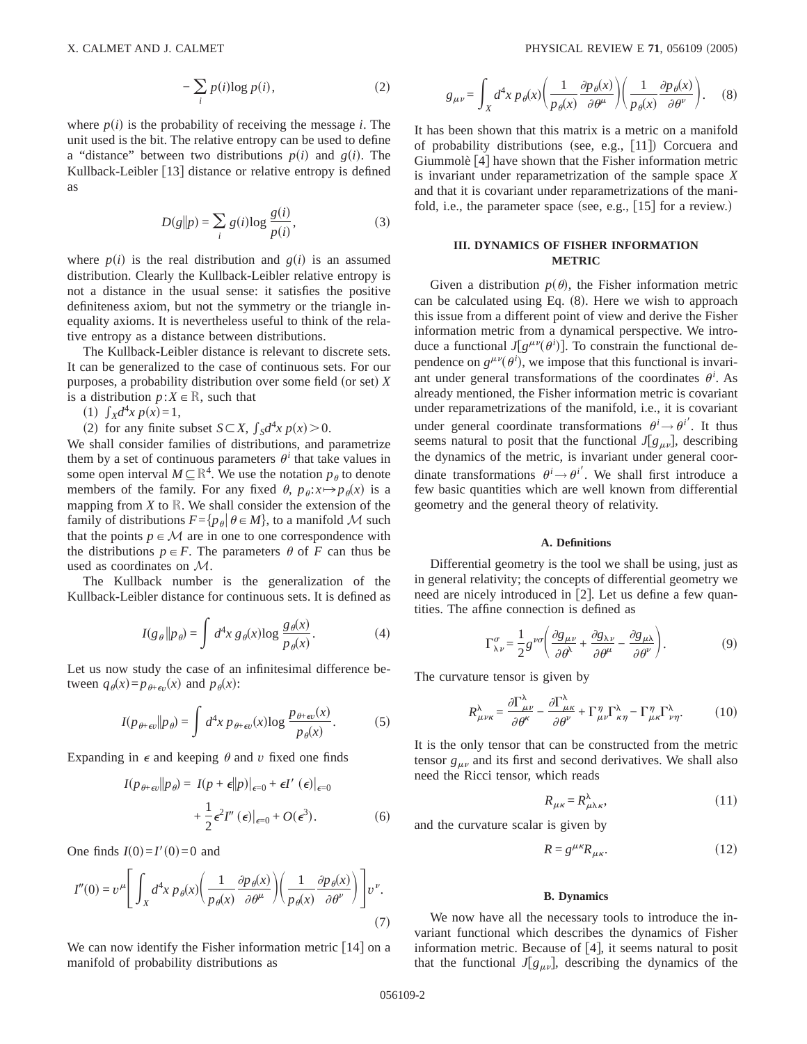$$-\sum_i p(i)\log p(i), \tag{2}$$

where $p(i)$ is the probability of receiving the message $i$. The unit used is the bit. The relative entropy can be used to define a "distance" between two distributions $p(i)$ and $g(i)$. The Kullback-Leibler [13] distance or relative entropy is defined as

$$D(g\|p) = \sum_i g(i)\log \frac{g(i)}{p(i)}, \tag{3}$$

where $p(i)$ is the real distribution and $g(i)$ is an assumed distribution. Clearly the Kullback-Leibler relative entropy is not a distance in the usual sense: it satisfies the positive definiteness axiom, but not the symmetry or the triangle inequality axioms. It is nevertheless useful to think of the relative entropy as a distance between distributions.

The Kullback-Leibler distance is relevant to discrete sets. It can be generalized to the case of continuous sets. For our purposes, a probability distribution over some field (or set) $X$ is a distribution $p: X \in \mathbb{R}$, such that

(1) $\int_X d^4x\, p(x) = 1$,

(2) for any finite subset $S \subset X$, $\int_S d^4x\, p(x) > 0$.

We shall consider families of distributions, and parametrize them by a set of continuous parameters $\theta^i$ that take values in some open interval $M \subseteq \mathbb{R}^4$. We use the notation $p_\theta$ to denote members of the family. For any fixed $\theta$, $p_\theta: x \mapsto p_\theta(x)$ is a mapping from $X$ to $\mathbb{R}$. We shall consider the extension of the family of distributions $F = \{p_\theta | \theta \in M\}$, to a manifold $\mathcal{M}$ such that the points $p \in \mathcal{M}$ are in one to one correspondence with the distributions $p \in F$. The parameters $\theta$ of $F$ can thus be used as coordinates on $\mathcal{M}$.

The Kullback number is the generalization of the Kullback-Leibler distance for continuous sets. It is defined as

$$I(g_\theta \| p_\theta) = \int d^4x\, g_\theta(x) \log \frac{g_\theta(x)}{p_\theta(x)}. \tag{4}$$

Let us now study the case of an infinitesimal difference between $q_\theta(x) = p_{\theta+\epsilon v}(x)$ and $p_\theta(x)$:

$$I(p_{\theta+\epsilon v} \| p_\theta) = \int d^4x\, p_{\theta+\epsilon v}(x) \log \frac{p_{\theta+\epsilon v}(x)}{p_\theta(x)}. \tag{5}$$

Expanding in $\epsilon$ and keeping $\theta$ and $v$ fixed one finds

$$I(p_{\theta+\epsilon v} \| p_\theta) = I(p+\epsilon \| p)|_{\epsilon=0} + \epsilon I'(\epsilon)|_{\epsilon=0} + \frac{1}{2}\epsilon^2 I''(\epsilon)|_{\epsilon=0} + O(\epsilon^3). \tag{6}$$

One finds $I(0) = I'(0) = 0$ and

$$I''(0) = v^\mu \left[ \int_X d^4x\, p_\theta(x) \left( \frac{1}{p_\theta(x)} \frac{\partial p_\theta(x)}{\partial \theta^\mu} \right) \left( \frac{1}{p_\theta(x)} \frac{\partial p_\theta(x)}{\partial \theta^\nu} \right) \right] v^\nu. \tag{7}$$

We can now identify the Fisher information metric [14] on a manifold of probability distributions as

$$g_{\mu\nu} = \int_X d^4x\, p_\theta(x) \left( \frac{1}{p_\theta(x)} \frac{\partial p_\theta(x)}{\partial \theta^\mu} \right) \left( \frac{1}{p_\theta(x)} \frac{\partial p_\theta(x)}{\partial \theta^\nu} \right). \tag{8}$$

It has been shown that this matrix is a metric on a manifold of probability distributions (see, e.g., [11]) Corcuera and Giummolè [4] have shown that the Fisher information metric is invariant under reparametrization of the sample space $X$ and that it is covariant under reparametrizations of the manifold, i.e., the parameter space (see, e.g., [15] for a review.)

## III. DYNAMICS OF FISHER INFORMATION METRIC

Given a distribution $p(\theta)$, the Fisher information metric can be calculated using Eq. (8). Here we wish to approach this issue from a different point of view and derive the Fisher information metric from a dynamical perspective. We introduce a functional $J[g^{\mu\nu}(\theta^i)]$. To constrain the functional dependence on $g^{\mu\nu}(\theta^i)$, we impose that this functional is invariant under general transformations of the coordinates $\theta^i$. As already mentioned, the Fisher information metric is covariant under reparametrizations of the manifold, i.e., it is covariant under general coordinate transformations $\theta^i \rightarrow \theta^{i'}$. It thus seems natural to posit that the functional $J[g_{\mu\nu}]$, describing the dynamics of the metric, is invariant under general coordinate transformations $\theta^i \rightarrow \theta^{i'}$. We shall first introduce a few basic quantities which are well known from differential geometry and the general theory of relativity.

### A. Definitions

Differential geometry is the tool we shall be using, just as in general relativity; the concepts of differential geometry we need are nicely introduced in [2]. Let us define a few quantities. The affine connection is defined as

$$\Gamma^\sigma_{\lambda\nu} = \frac{1}{2} g^{\nu\sigma} \left( \frac{\partial g_{\mu\nu}}{\partial \theta^\lambda} + \frac{\partial g_{\lambda\nu}}{\partial \theta^\mu} - \frac{\partial g_{\mu\lambda}}{\partial \theta^\nu} \right). \tag{9}$$

The curvature tensor is given by

$$R^\lambda_{\mu\nu\kappa} = \frac{\partial \Gamma^\lambda_{\mu\nu}}{\partial \theta^\kappa} - \frac{\partial \Gamma^\lambda_{\mu\kappa}}{\partial \theta^\nu} + \Gamma^\eta_{\mu\nu}\Gamma^\lambda_{\kappa\eta} - \Gamma^\eta_{\mu\kappa}\Gamma^\lambda_{\nu\eta}. \tag{10}$$

It is the only tensor that can be constructed from the metric tensor $g_{\mu\nu}$ and its first and second derivatives. We shall also need the Ricci tensor, which reads

$$R_{\mu\kappa} = R^\lambda_{\mu\lambda\kappa}, \tag{11}$$

and the curvature scalar is given by

$$R = g^{\mu\kappa} R_{\mu\kappa}. \tag{12}$$

### B. Dynamics

We now have all the necessary tools to introduce the invariant functional which describes the dynamics of Fisher information metric. Because of [4], it seems natural to posit that the functional $J[g_{\mu\nu}]$, describing the dynamics of the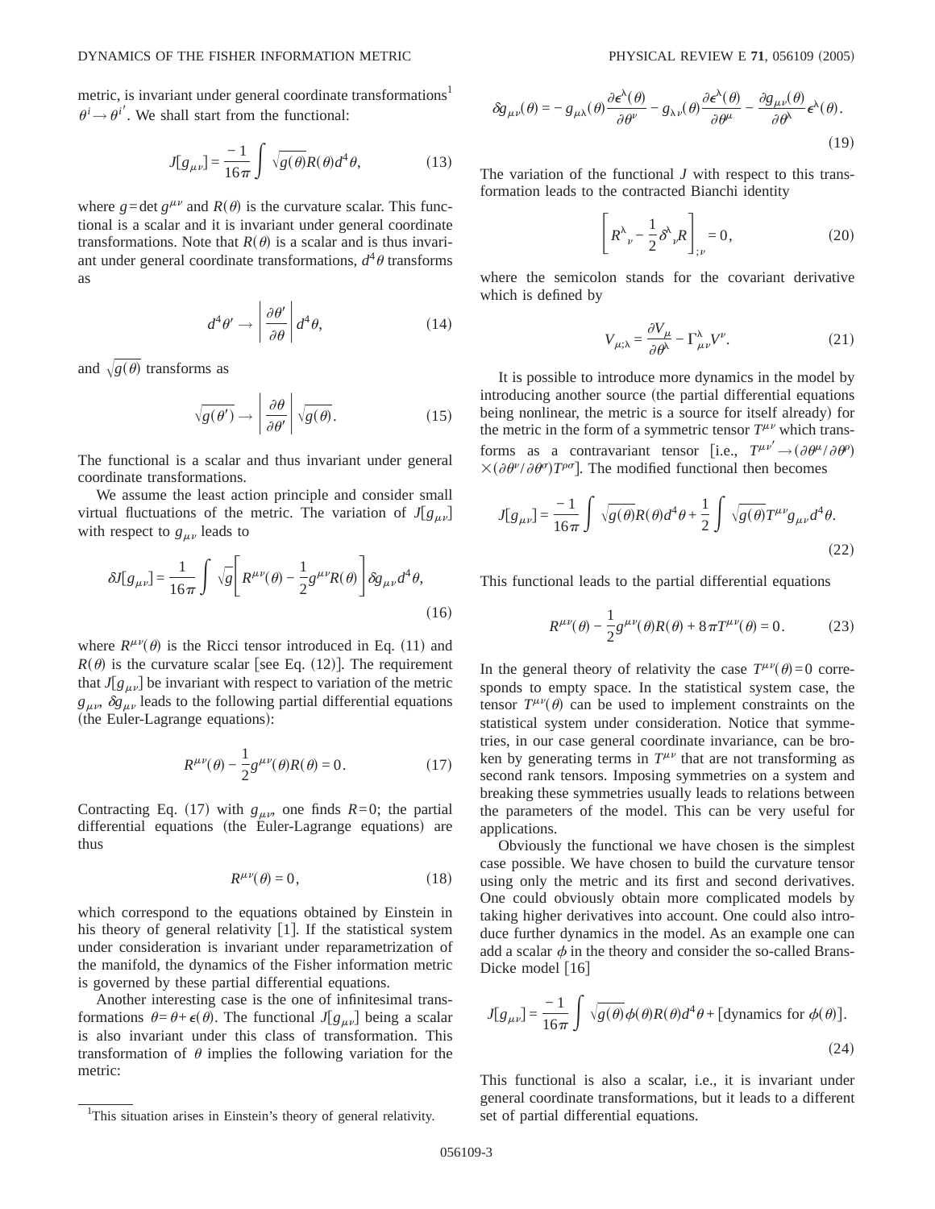metric, is invariant under general coordinate transformations[1] $\theta^i \to \theta^{i'}$. We shall start from the functional:

$$J[g_{\mu\nu}] = \frac{-1}{16\pi}\int \sqrt{g(\theta)}R(\theta)d^4\theta, \tag{13}$$

where $g = \det g^{\mu\nu}$ and $R(\theta)$ is the curvature scalar. This functional is a scalar and it is invariant under general coordinate transformations. Note that $R(\theta)$ is a scalar and is thus invariant under general coordinate transformations, $d^4\theta$ transforms as

$$d^4\theta' \to \left|\frac{\partial\theta'}{\partial\theta}\right| d^4\theta, \tag{14}$$

and $\sqrt{g(\theta)}$ transforms as

$$\sqrt{g(\theta')} \to \left|\frac{\partial\theta}{\partial\theta'}\right| \sqrt{g(\theta)}. \tag{15}$$

The functional is a scalar and thus invariant under general coordinate transformations.

We assume the least action principle and consider small virtual fluctuations of the metric. The variation of $J[g_{\mu\nu}]$ with respect to $g_{\mu\nu}$ leads to

$$\delta J[g_{\mu\nu}] = \frac{1}{16\pi}\int \sqrt{g}\left[R^{\mu\nu}(\theta) - \frac{1}{2}g^{\mu\nu}R(\theta)\right]\delta g_{\mu\nu} d^4\theta, \tag{16}$$

where $R^{\mu\nu}(\theta)$ is the Ricci tensor introduced in Eq. (11) and $R(\theta)$ is the curvature scalar [see Eq. (12)]. The requirement that $J[g_{\mu\nu}]$ be invariant with respect to variation of the metric $g_{\mu\nu}$, $\delta g_{\mu\nu}$ leads to the following partial differential equations (the Euler-Lagrange equations):

$$R^{\mu\nu}(\theta) - \frac{1}{2}g^{\mu\nu}(\theta)R(\theta) = 0. \tag{17}$$

Contracting Eq. (17) with $g_{\mu\nu}$, one finds $R=0$; the partial differential equations (the Euler-Lagrange equations) are thus

$$R^{\mu\nu}(\theta) = 0, \tag{18}$$

which correspond to the equations obtained by Einstein in his theory of general relativity [1]. If the statistical system under consideration is invariant under reparametrization of the manifold, the dynamics of the Fisher information metric is governed by these partial differential equations.

Another interesting case is the one of infinitesimal transformations $\theta = \theta + \epsilon(\theta)$. The functional $J[g_{\mu\nu}]$ being a scalar is also invariant under this class of transformation. This transformation of $\theta$ implies the following variation for the metric:

$$\delta g_{\mu\nu}(\theta) = -g_{\mu\lambda}(\theta)\frac{\partial\epsilon^\lambda(\theta)}{\partial\theta^\nu} - g_{\lambda\nu}(\theta)\frac{\partial\epsilon^\lambda(\theta)}{\partial\theta^\mu} - \frac{\partial g_{\mu\nu}(\theta)}{\partial\theta^\lambda}\epsilon^\lambda(\theta). \tag{19}$$

The variation of the functional $J$ with respect to this transformation leads to the contracted Bianchi identity

$$\left[R^\lambda{}_\nu - \frac{1}{2}\delta^\lambda{}_\nu R\right]_{;\nu} = 0, \tag{20}$$

where the semicolon stands for the covariant derivative which is defined by

$$V_{\mu;\lambda} = \frac{\partial V_\mu}{\partial\theta^\lambda} - \Gamma^\lambda_{\mu\nu}V^\nu. \tag{21}$$

It is possible to introduce more dynamics in the model by introducing another source (the partial differential equations being nonlinear, the metric is a source for itself already) for the metric in the form of a symmetric tensor $T^{\mu\nu}$ which transforms as a contravariant tensor [i.e., $T^{\mu\nu'} \to (\partial\theta^\mu/\partial\theta^\rho) \times (\partial\theta^\nu/\partial\theta^\sigma)T^{\rho\sigma}$]. The modified functional then becomes

$$J[g_{\mu\nu}] = \frac{-1}{16\pi}\int \sqrt{g(\theta)}R(\theta)d^4\theta + \frac{1}{2}\int \sqrt{g(\theta)}T^{\mu\nu}g_{\mu\nu}d^4\theta. \tag{22}$$

This functional leads to the partial differential equations

$$R^{\mu\nu}(\theta) - \frac{1}{2}g^{\mu\nu}(\theta)R(\theta) + 8\pi T^{\mu\nu}(\theta) = 0. \tag{23}$$

In the general theory of relativity the case $T^{\mu\nu}(\theta)=0$ corresponds to empty space. In the statistical system case, the tensor $T^{\mu\nu}(\theta)$ can be used to implement constraints on the statistical system under consideration. Notice that symmetries, in our case general coordinate invariance, can be broken by generating terms in $T^{\mu\nu}$ that are not transforming as second rank tensors. Imposing symmetries on a system and breaking these symmetries usually leads to relations between the parameters of the model. This can be very useful for applications.

Obviously the functional we have chosen is the simplest case possible. We have chosen to build the curvature tensor using only the metric and its first and second derivatives. One could obviously obtain more complicated models by taking higher derivatives into account. One could also introduce further dynamics in the model. As an example one can add a scalar $\phi$ in the theory and consider the so-called Brans-Dicke model [16]

$$J[g_{\mu\nu}] = \frac{-1}{16\pi}\int \sqrt{g(\theta)}\phi(\theta)R(\theta)d^4\theta + [\text{dynamics for } \phi(\theta)]. \tag{24}$$

This functional is also a scalar, i.e., it is invariant under general coordinate transformations, but it leads to a different set of partial differential equations.

[1] This situation arises in Einstein's theory of general relativity.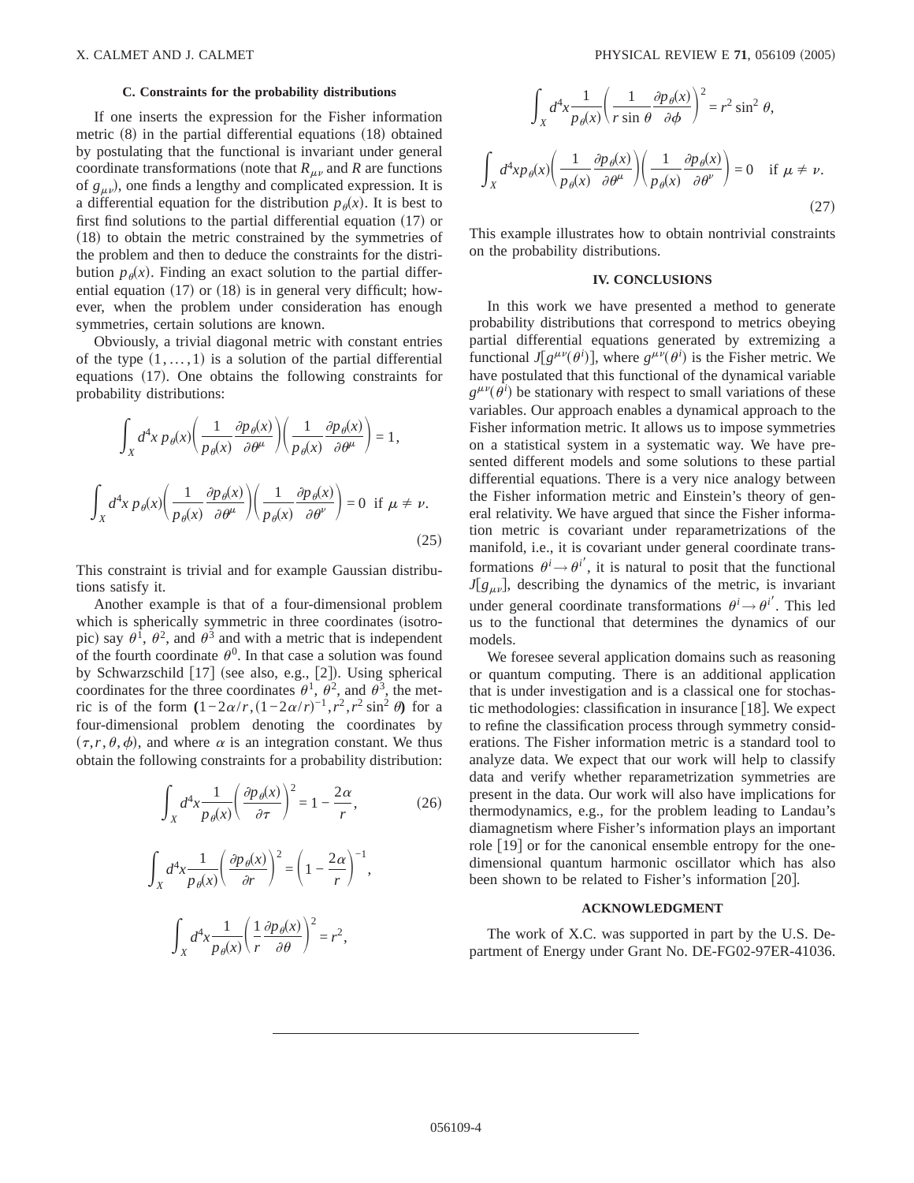### C. Constraints for the probability distributions

If one inserts the expression for the Fisher information metric (8) in the partial differential equations (18) obtained by postulating that the functional is invariant under general coordinate transformations (note that $R_{\mu\nu}$ and $R$ are functions of $g_{\mu\nu}$), one finds a lengthy and complicated expression. It is a differential equation for the distribution $p_\theta(x)$. It is best to first find solutions to the partial differential equation (17) or (18) to obtain the metric constrained by the symmetries of the problem and then to deduce the constraints for the distribution $p_\theta(x)$. Finding an exact solution to the partial differential equation (17) or (18) is in general very difficult; however, when the problem under consideration has enough symmetries, certain solutions are known.

Obviously, a trivial diagonal metric with constant entries of the type $(1,\ldots,1)$ is a solution of the partial differential equations (17). One obtains the following constraints for probability distributions:

$$\int_X d^4x\, p_\theta(x)\left(\frac{1}{p_\theta(x)}\frac{\partial p_\theta(x)}{\partial \theta^\mu}\right)\left(\frac{1}{p_\theta(x)}\frac{\partial p_\theta(x)}{\partial \theta^\mu}\right) = 1,$$

$$\int_X d^4x\, p_\theta(x)\left(\frac{1}{p_\theta(x)}\frac{\partial p_\theta(x)}{\partial \theta^\mu}\right)\left(\frac{1}{p_\theta(x)}\frac{\partial p_\theta(x)}{\partial \theta^\nu}\right) = 0 \quad \text{if } \mu \neq \nu. \tag{25}$$

This constraint is trivial and for example Gaussian distributions satisfy it.

Another example is that of a four-dimensional problem which is spherically symmetric in three coordinates (isotropic) say $\theta^1$, $\theta^2$, and $\theta^3$ and with a metric that is independent of the fourth coordinate $\theta^0$. In that case a solution was found by Schwarzschild [17] (see also, e.g., [2]). Using spherical coordinates for the three coordinates $\theta^1$, $\theta^2$, and $\theta^3$, the metric is of the form $(1-2\alpha/r,(1-2\alpha/r)^{-1},r^2,r^2\sin^2\theta)$ for a four-dimensional problem denoting the coordinates by $(\tau,r,\theta,\phi)$, and where $\alpha$ is an integration constant. We thus obtain the following constraints for a probability distribution:

$$\int_X d^4x \frac{1}{p_\theta(x)}\left(\frac{\partial p_\theta(x)}{\partial \tau}\right)^2 = 1-\frac{2\alpha}{r}, \tag{26}$$

$$\int_X d^4x \frac{1}{p_\theta(x)}\left(\frac{\partial p_\theta(x)}{\partial r}\right)^2 = \left(1-\frac{2\alpha}{r}\right)^{-1},$$

$$\int_X d^4x \frac{1}{p_\theta(x)}\left(\frac{1}{r}\frac{\partial p_\theta(x)}{\partial \theta}\right)^2 = r^2,$$

$$\int_X d^4x \frac{1}{p_\theta(x)}\left(\frac{1}{r\sin\theta}\frac{\partial p_\theta(x)}{\partial \phi}\right)^2 = r^2\sin^2\theta,$$

$$\int_X d^4x\, p_\theta(x)\left(\frac{1}{p_\theta(x)}\frac{\partial p_\theta(x)}{\partial \theta^\mu}\right)\left(\frac{1}{p_\theta(x)}\frac{\partial p_\theta(x)}{\partial \theta^\nu}\right) = 0 \quad \text{if } \mu \neq \nu. \tag{27}$$

This example illustrates how to obtain nontrivial constraints on the probability distributions.

## IV. CONCLUSIONS

In this work we have presented a method to generate probability distributions that correspond to metrics obeying partial differential equations generated by extremizing a functional $J[g^{\mu\nu}(\theta^i)]$, where $g^{\mu\nu}(\theta^i)$ is the Fisher metric. We have postulated that this functional of the dynamical variable $g^{\mu\nu}(\theta^i)$ be stationary with respect to small variations of these variables. Our approach enables a dynamical approach to the Fisher information metric. It allows us to impose symmetries on a statistical system in a systematic way. We have presented different models and some solutions to these partial differential equations. There is a very nice analogy between the Fisher information metric and Einstein's theory of general relativity. We have argued that since the Fisher information metric is covariant under reparametrizations of the manifold, i.e., it is covariant under general coordinate transformations $\theta^i \to \theta^{i'}$, it is natural to posit that the functional $J[g_{\mu\nu}]$, describing the dynamics of the metric, is invariant under general coordinate transformations $\theta^i \to \theta^{i'}$. This led us to the functional that determines the dynamics of our models.

We foresee several application domains such as reasoning or quantum computing. There is an additional application that is under investigation and is a classical one for stochastic methodologies: classification in insurance [18]. We expect to refine the classification process through symmetry considerations. The Fisher information metric is a standard tool to analyze data. We expect that our work will help to classify data and verify whether reparametrization symmetries are present in the data. Our work will also have implications for thermodynamics, e.g., for the problem leading to Landau's diamagnetism where Fisher's information plays an important role [19] or for the canonical ensemble entropy for the one-dimensional quantum harmonic oscillator which has also been shown to be related to Fisher's information [20].

## ACKNOWLEDGMENT

The work of X.C. was supported in part by the U.S. Department of Energy under Grant No. DE-FG02-97ER-41036.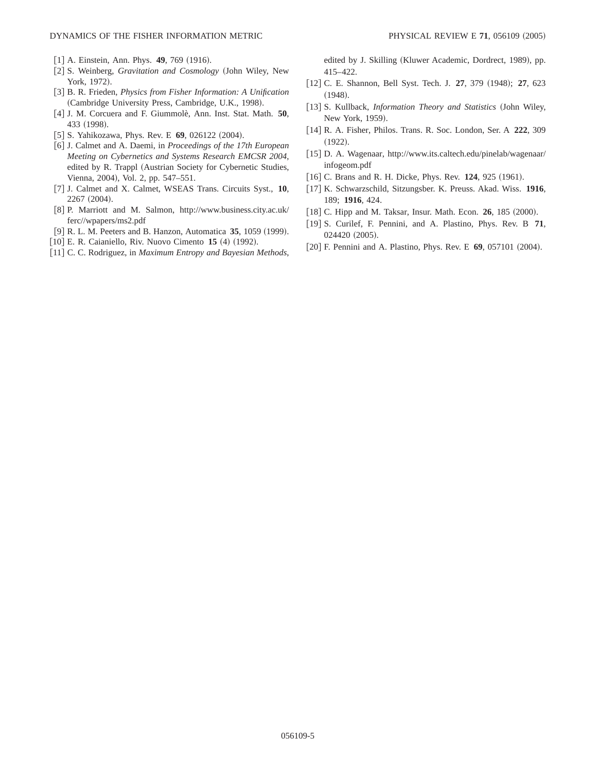[1] A. Einstein, Ann. Phys. **49**, 769 (1916).

[2] S. Weinberg, *Gravitation and Cosmology* (John Wiley, New York, 1972).

[3] B. R. Frieden, *Physics from Fisher Information: A Unification* (Cambridge University Press, Cambridge, U.K., 1998).

[4] J. M. Corcuera and F. Giummolè, Ann. Inst. Stat. Math. **50**, 433 (1998).

[5] S. Yahikozawa, Phys. Rev. E **69**, 026122 (2004).

[6] J. Calmet and A. Daemi, in *Proceedings of the 17th European Meeting on Cybernetics and Systems Research EMCSR 2004*, edited by R. Trappl (Austrian Society for Cybernetic Studies, Vienna, 2004), Vol. 2, pp. 547–551.

[7] J. Calmet and X. Calmet, WSEAS Trans. Circuits Syst., **10**, 2267 (2004).

[8] P. Marriott and M. Salmon, http://www.business.city.ac.uk/ferc//wpapers/ms2.pdf

[9] R. L. M. Peeters and B. Hanzon, Automatica **35**, 1059 (1999).

[10] E. R. Caianiello, Riv. Nuovo Cimento **15** (4) (1992).

[11] C. C. Rodriguez, in *Maximum Entropy and Bayesian Methods*, edited by J. Skilling (Kluwer Academic, Dordrect, 1989), pp. 415–422.

[12] C. E. Shannon, Bell Syst. Tech. J. **27**, 379 (1948); **27**, 623 (1948).

[13] S. Kullback, *Information Theory and Statistics* (John Wiley, New York, 1959).

[14] R. A. Fisher, Philos. Trans. R. Soc. London, Ser. A **222**, 309 (1922).

[15] D. A. Wagenaar, http://www.its.caltech.edu/pinelab/wagenaar/infogeom.pdf

[16] C. Brans and R. H. Dicke, Phys. Rev. **124**, 925 (1961).

[17] K. Schwarzschild, Sitzungsber. K. Preuss. Akad. Wiss. **1916**, 189; **1916**, 424.

[18] C. Hipp and M. Taksar, Insur. Math. Econ. **26**, 185 (2000).

[19] S. Curilef, F. Pennini, and A. Plastino, Phys. Rev. B **71**, 024420 (2005).

[20] F. Pennini and A. Plastino, Phys. Rev. E **69**, 057101 (2004).